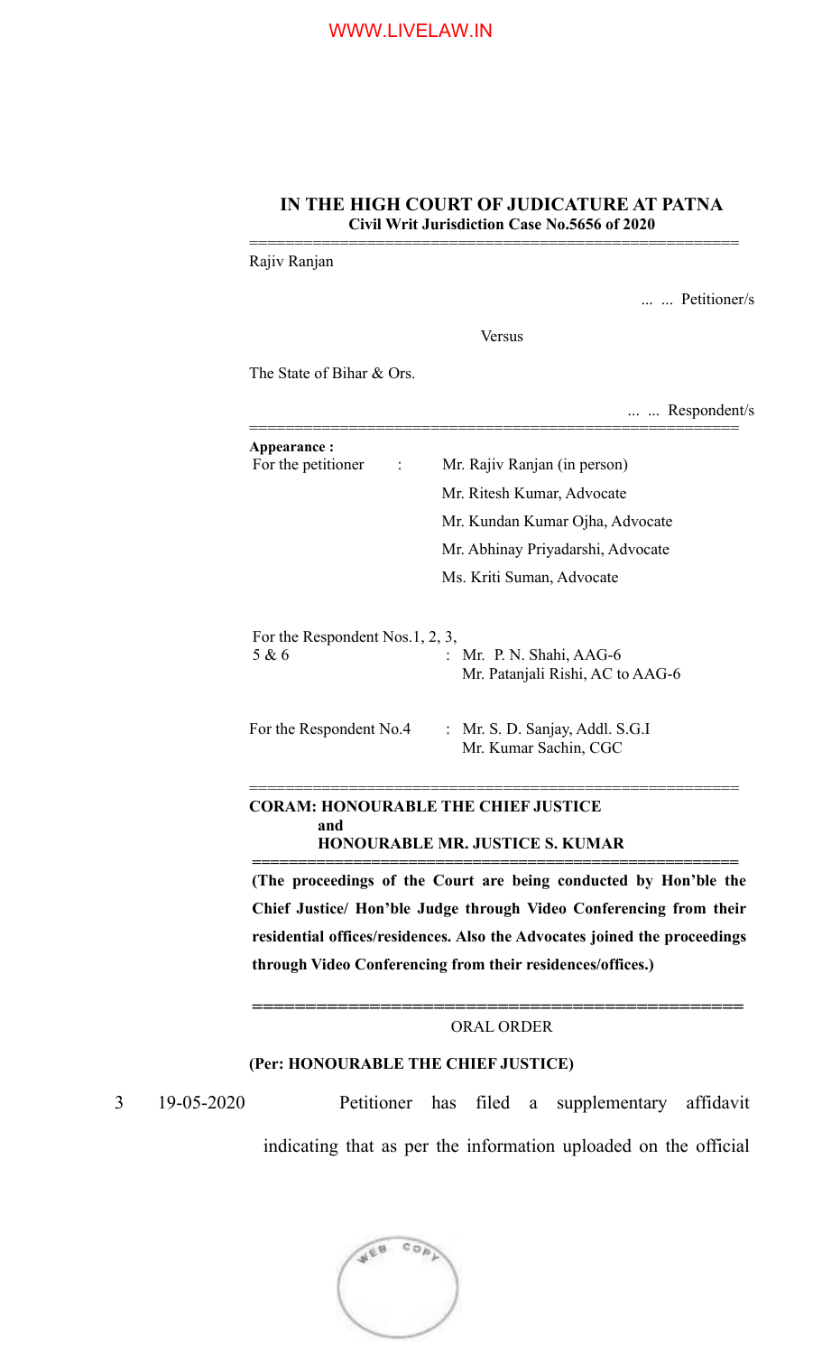**IN THE HIGH COURT OF JUDICATURE AT PATNA**
**Civil Writ Jurisdiction Case No.5656 of 2020**

======================================================

Rajiv Ranjan

... ... Petitioner/s

Versus

The State of Bihar & Ors.

... ... Respondent/s

======================================================

**Appearance :**

| | | |
|---|---|---|
| For the petitioner | : | Mr. Rajiv Ranjan (in person) |
| | | Mr. Ritesh Kumar, Advocate |
| | | Mr. Kundan Kumar Ojha, Advocate |
| | | Mr. Abhinay Priyadarshi, Advocate |
| | | Ms. Kriti Suman, Advocate |
| For the Respondent Nos.1, 2, 3, 5 & 6 | : | Mr. P. N. Shahi, AAG-6 |
| | | Mr. Patanjali Rishi, AC to AAG-6 |
| For the Respondent No.4 | : | Mr. S. D. Sanjay, Addl. S.G.I |
| | | Mr. Kumar Sachin, CGC |

======================================================

**CORAM: HONOURABLE THE CHIEF JUSTICE**
**and**
**HONOURABLE MR. JUSTICE S. KUMAR**

======================================================

**(The proceedings of the Court are being conducted by Hon'ble the Chief Justice/ Hon'ble Judge through Video Conferencing from their residential offices/residences. Also the Advocates joined the proceedings through Video Conferencing from their residences/offices.)**

======================================================

ORAL ORDER

**(Per: HONOURABLE THE CHIEF JUSTICE)**

3 19-05-2020 Petitioner has filed a supplementary affidavit indicating that as per the information uploaded on the official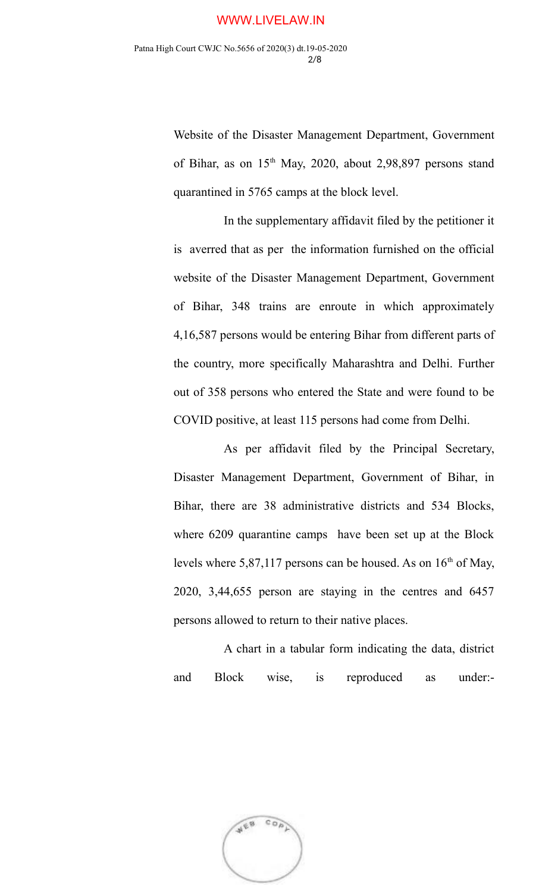Website of the Disaster Management Department, Government of Bihar, as on 15th May, 2020, about 2,98,897 persons stand quarantined in 5765 camps at the block level.

In the supplementary affidavit filed by the petitioner it is averred that as per the information furnished on the official website of the Disaster Management Department, Government of Bihar, 348 trains are enroute in which approximately 4,16,587 persons would be entering Bihar from different parts of the country, more specifically Maharashtra and Delhi. Further out of 358 persons who entered the State and were found to be COVID positive, at least 115 persons had come from Delhi.

As per affidavit filed by the Principal Secretary, Disaster Management Department, Government of Bihar, in Bihar, there are 38 administrative districts and 534 Blocks, where 6209 quarantine camps have been set up at the Block levels where 5,87,117 persons can be housed. As on 16th of May, 2020, 3,44,655 person are staying in the centres and 6457 persons allowed to return to their native places.

A chart in a tabular form indicating the data, district and Block wise, is reproduced as under:-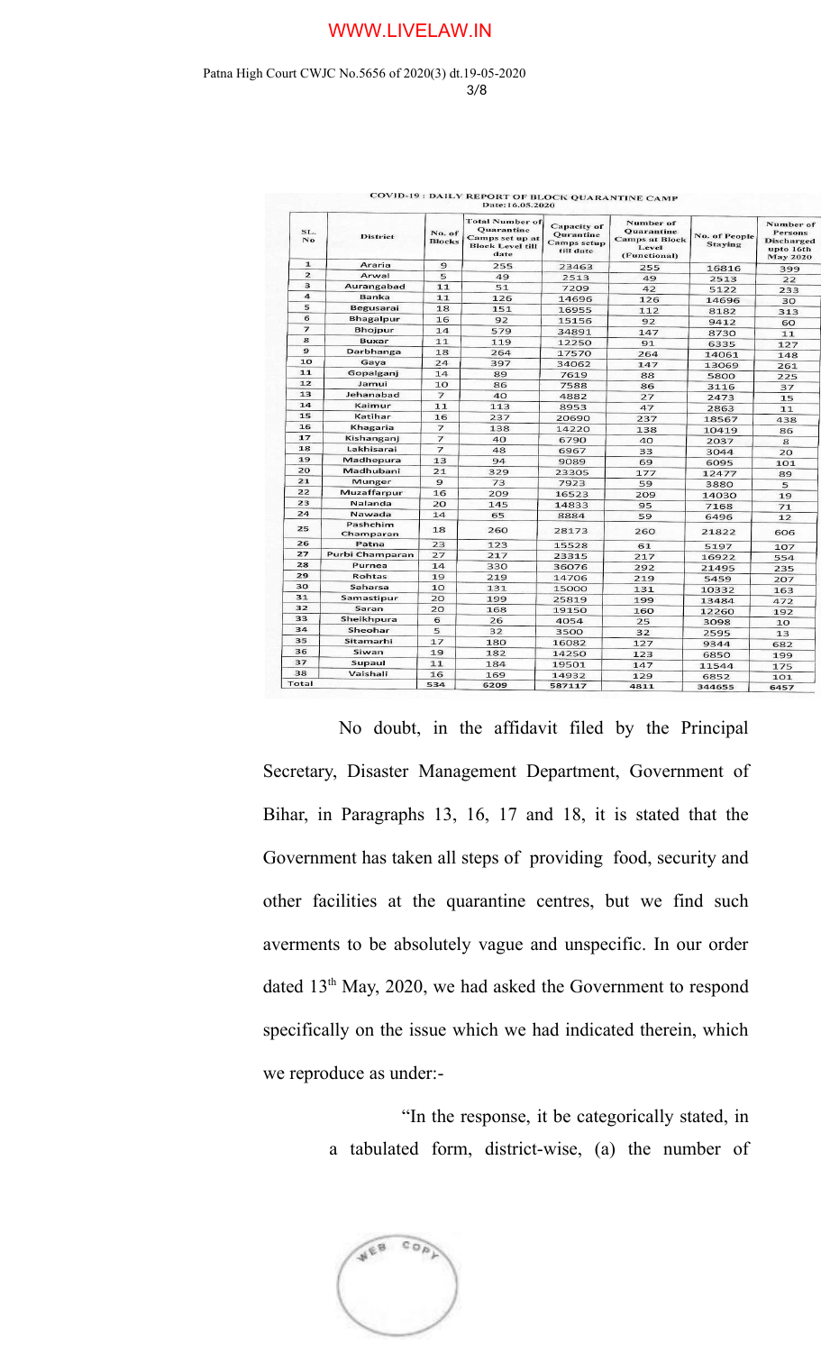**COVID-19 : DAILY REPORT OF BLOCK QUARANTINE CAMP**
**Date:16.05.2020**

| SL. No | District | No. of Blocks | Total Number of Quarantine Camps set up at Block Level till date | Capacity of Qurantine Camps setup till date | Number of Quarantine Camps at Block Level (Functional) | No. of People Staying | Number of Persons Discharged upto 16th May 2020 |
|---|---|---|---|---|---|---|---|
| 1 | Araria | 9 | 255 | 23463 | 255 | 16816 | 399 |
| 2 | Arwal | 5 | 49 | 2513 | 49 | 2513 | 22 |
| 3 | Aurangabad | 11 | 51 | 7209 | 42 | 5122 | 233 |
| 4 | Banka | 11 | 126 | 14696 | 126 | 14696 | 30 |
| 5 | Begusarai | 18 | 151 | 16955 | 112 | 8182 | 313 |
| 6 | Bhagalpur | 16 | 92 | 15156 | 92 | 9412 | 60 |
| 7 | Bhojpur | 14 | 579 | 34891 | 147 | 8730 | 11 |
| 8 | Buxar | 11 | 119 | 12250 | 91 | 6335 | 127 |
| 9 | Darbhanga | 18 | 264 | 17570 | 264 | 14061 | 148 |
| 10 | Gaya | 24 | 397 | 34062 | 147 | 13069 | 261 |
| 11 | Gopalganj | 14 | 89 | 7619 | 88 | 5800 | 225 |
| 12 | Jamui | 10 | 86 | 7588 | 86 | 3116 | 37 |
| 13 | Jehanabad | 7 | 40 | 4882 | 27 | 2473 | 15 |
| 14 | Kaimur | 11 | 113 | 8953 | 47 | 2863 | 11 |
| 15 | Katihar | 16 | 237 | 20690 | 237 | 18567 | 438 |
| 16 | Khagaria | 7 | 138 | 14220 | 138 | 10419 | 86 |
| 17 | Kishanganj | 7 | 40 | 6790 | 40 | 2037 | 8 |
| 18 | Lakhisarai | 7 | 48 | 6967 | 33 | 3044 | 20 |
| 19 | Madhepura | 13 | 94 | 9089 | 69 | 6095 | 101 |
| 20 | Madhubani | 21 | 329 | 23305 | 177 | 12477 | 89 |
| 21 | Munger | 9 | 73 | 7923 | 59 | 3880 | 5 |
| 22 | Muzaffarpur | 16 | 209 | 16523 | 209 | 14030 | 19 |
| 23 | Nalanda | 20 | 145 | 14833 | 95 | 7168 | 71 |
| 24 | Nawada | 14 | 65 | 8884 | 59 | 6496 | 12 |
| 25 | Pashchim Champaran | 18 | 260 | 28173 | 260 | 21822 | 606 |
| 26 | Patna | 23 | 123 | 15528 | 61 | 5197 | 107 |
| 27 | Purbi Champaran | 27 | 217 | 23315 | 217 | 16922 | 554 |
| 28 | Purnea | 14 | 330 | 36076 | 292 | 21495 | 235 |
| 29 | Rohtas | 19 | 219 | 14706 | 219 | 5459 | 207 |
| 30 | Saharsa | 10 | 131 | 15000 | 131 | 10332 | 163 |
| 31 | Samastipur | 20 | 199 | 25819 | 199 | 13484 | 472 |
| 32 | Saran | 20 | 168 | 19150 | 160 | 12260 | 192 |
| 33 | Sheikhpura | 6 | 26 | 4054 | 25 | 3098 | 10 |
| 34 | Sheohar | 5 | 32 | 3500 | 32 | 2595 | 13 |
| 35 | Sitamarhi | 17 | 180 | 16082 | 127 | 9344 | 682 |
| 36 | Siwan | 19 | 182 | 14250 | 123 | 6850 | 199 |
| 37 | Supaul | 11 | 184 | 19501 | 147 | 11544 | 175 |
| 38 | Vaishali | 16 | 169 | 14932 | 129 | 6852 | 101 |
| Total | | 534 | 6209 | 587117 | 4811 | 344655 | 6457 |

No doubt, in the affidavit filed by the Principal Secretary, Disaster Management Department, Government of Bihar, in Paragraphs 13, 16, 17 and 18, it is stated that the Government has taken all steps of providing food, security and other facilities at the quarantine centres, but we find such averments to be absolutely vague and unspecific. In our order dated 13th May, 2020, we had asked the Government to respond specifically on the issue which we had indicated therein, which we reproduce as under:-

> "In the response, it be categorically stated, in a tabulated form, district-wise, (a) the number of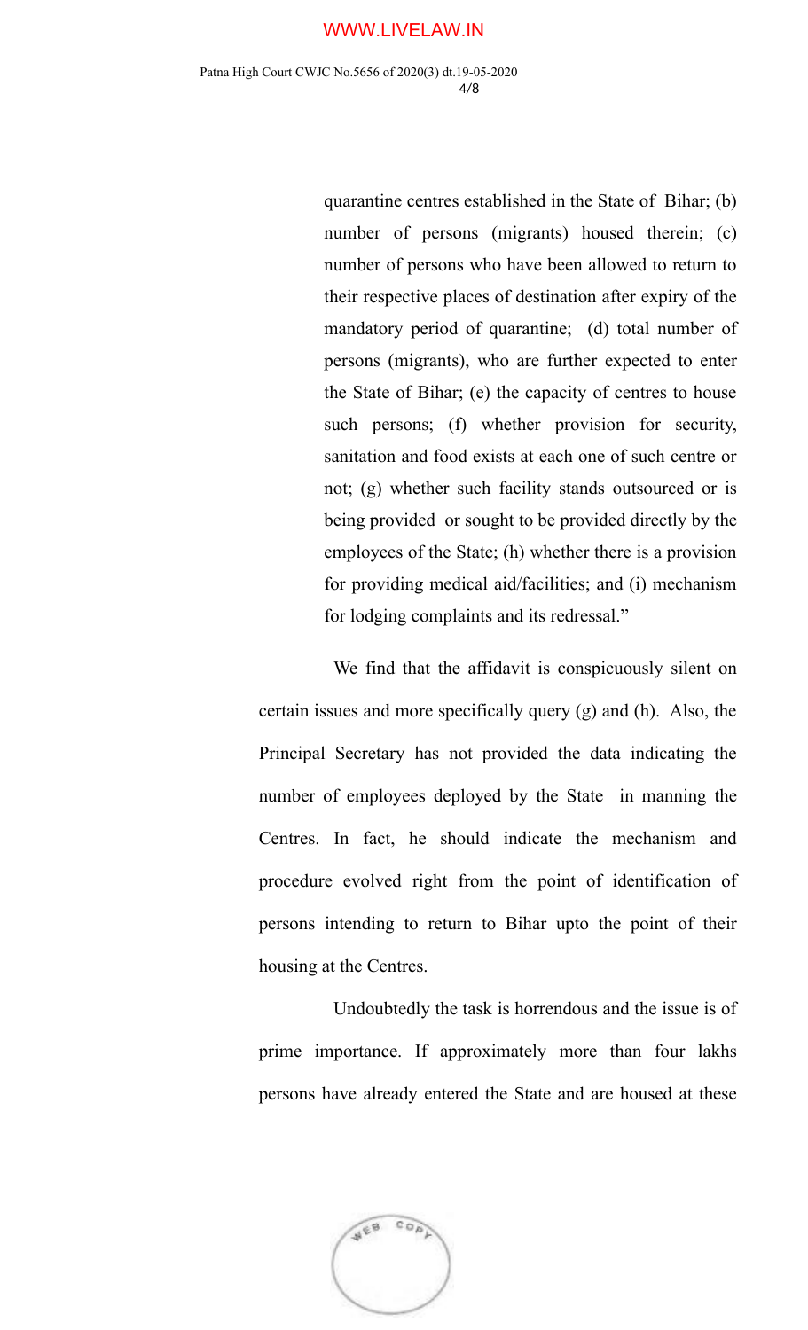quarantine centres established in the State of Bihar; (b) number of persons (migrants) housed therein; (c) number of persons who have been allowed to return to their respective places of destination after expiry of the mandatory period of quarantine; (d) total number of persons (migrants), who are further expected to enter the State of Bihar; (e) the capacity of centres to house such persons; (f) whether provision for security, sanitation and food exists at each one of such centre or not; (g) whether such facility stands outsourced or is being provided or sought to be provided directly by the employees of the State; (h) whether there is a provision for providing medical aid/facilities; and (i) mechanism for lodging complaints and its redressal."

We find that the affidavit is conspicuously silent on certain issues and more specifically query (g) and (h). Also, the Principal Secretary has not provided the data indicating the number of employees deployed by the State in manning the Centres. In fact, he should indicate the mechanism and procedure evolved right from the point of identification of persons intending to return to Bihar upto the point of their housing at the Centres.

Undoubtedly the task is horrendous and the issue is of prime importance. If approximately more than four lakhs persons have already entered the State and are housed at these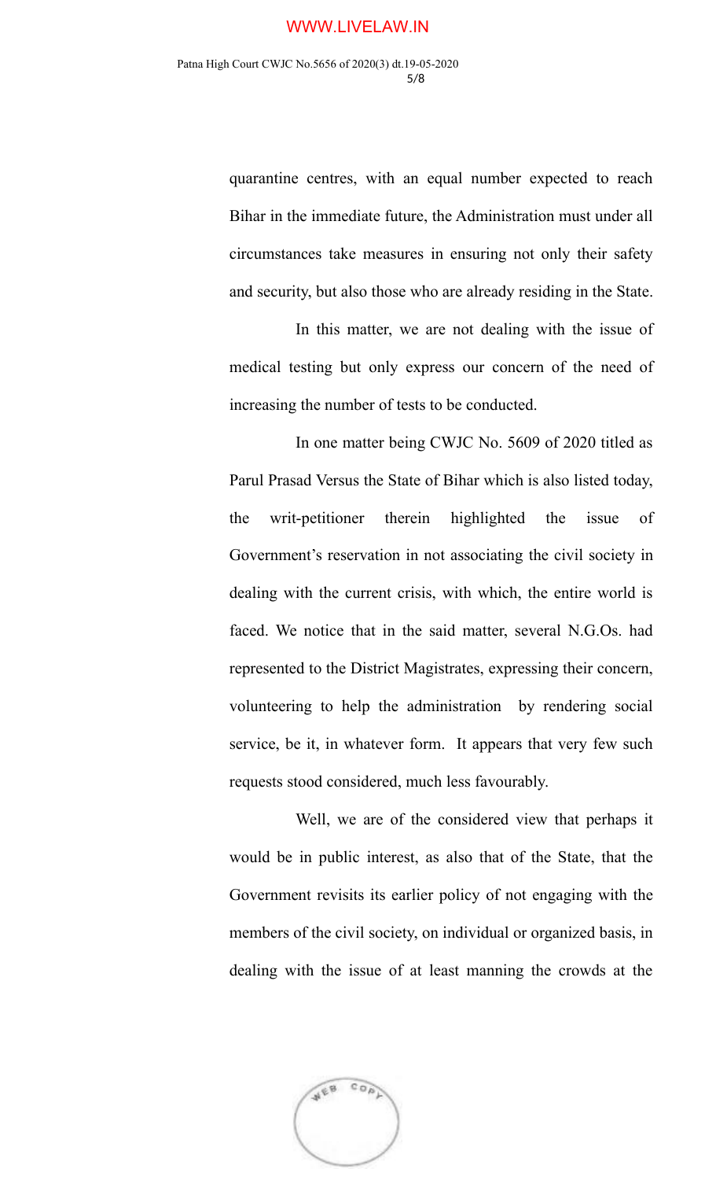quarantine centres, with an equal number expected to reach Bihar in the immediate future, the Administration must under all circumstances take measures in ensuring not only their safety and security, but also those who are already residing in the State.

In this matter, we are not dealing with the issue of medical testing but only express our concern of the need of increasing the number of tests to be conducted.

In one matter being CWJC No. 5609 of 2020 titled as Parul Prasad Versus the State of Bihar which is also listed today, the writ-petitioner therein highlighted the issue of Government's reservation in not associating the civil society in dealing with the current crisis, with which, the entire world is faced. We notice that in the said matter, several N.G.Os. had represented to the District Magistrates, expressing their concern, volunteering to help the administration by rendering social service, be it, in whatever form. It appears that very few such requests stood considered, much less favourably.

Well, we are of the considered view that perhaps it would be in public interest, as also that of the State, that the Government revisits its earlier policy of not engaging with the members of the civil society, on individual or organized basis, in dealing with the issue of at least manning the crowds at the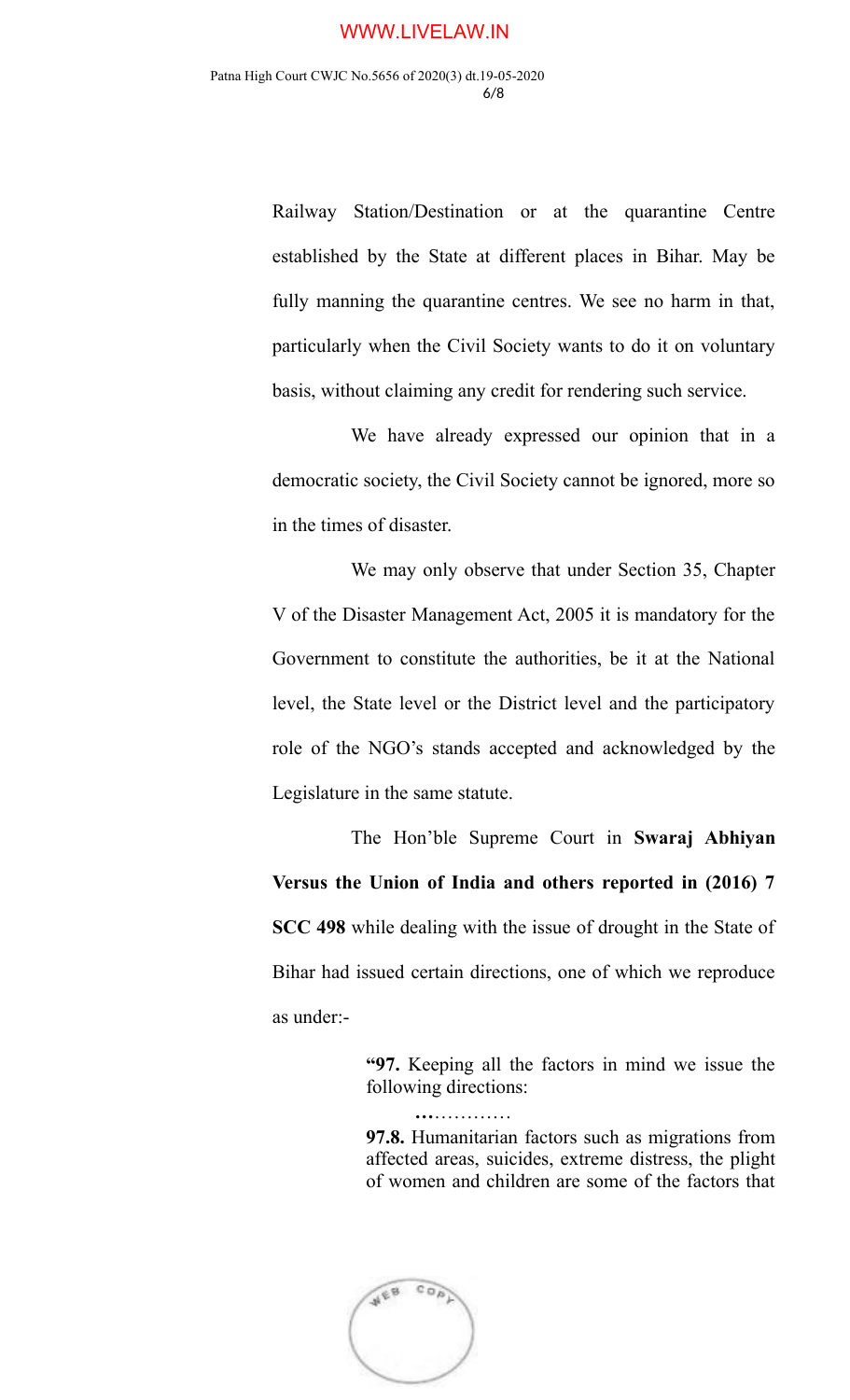Railway Station/Destination or at the quarantine Centre established by the State at different places in Bihar. May be fully manning the quarantine centres. We see no harm in that, particularly when the Civil Society wants to do it on voluntary basis, without claiming any credit for rendering such service.

We have already expressed our opinion that in a democratic society, the Civil Society cannot be ignored, more so in the times of disaster.

We may only observe that under Section 35, Chapter V of the Disaster Management Act, 2005 it is mandatory for the Government to constitute the authorities, be it at the National level, the State level or the District level and the participatory role of the NGO's stands accepted and acknowledged by the Legislature in the same statute.

The Hon'ble Supreme Court in **Swaraj Abhiyan Versus the Union of India and others reported in (2016) 7 SCC 498** while dealing with the issue of drought in the State of Bihar had issued certain directions, one of which we reproduce as under:-

> **"97.** Keeping all the factors in mind we issue the following directions:
>
> **…**…………
>
> **97.8.** Humanitarian factors such as migrations from affected areas, suicides, extreme distress, the plight of women and children are some of the factors that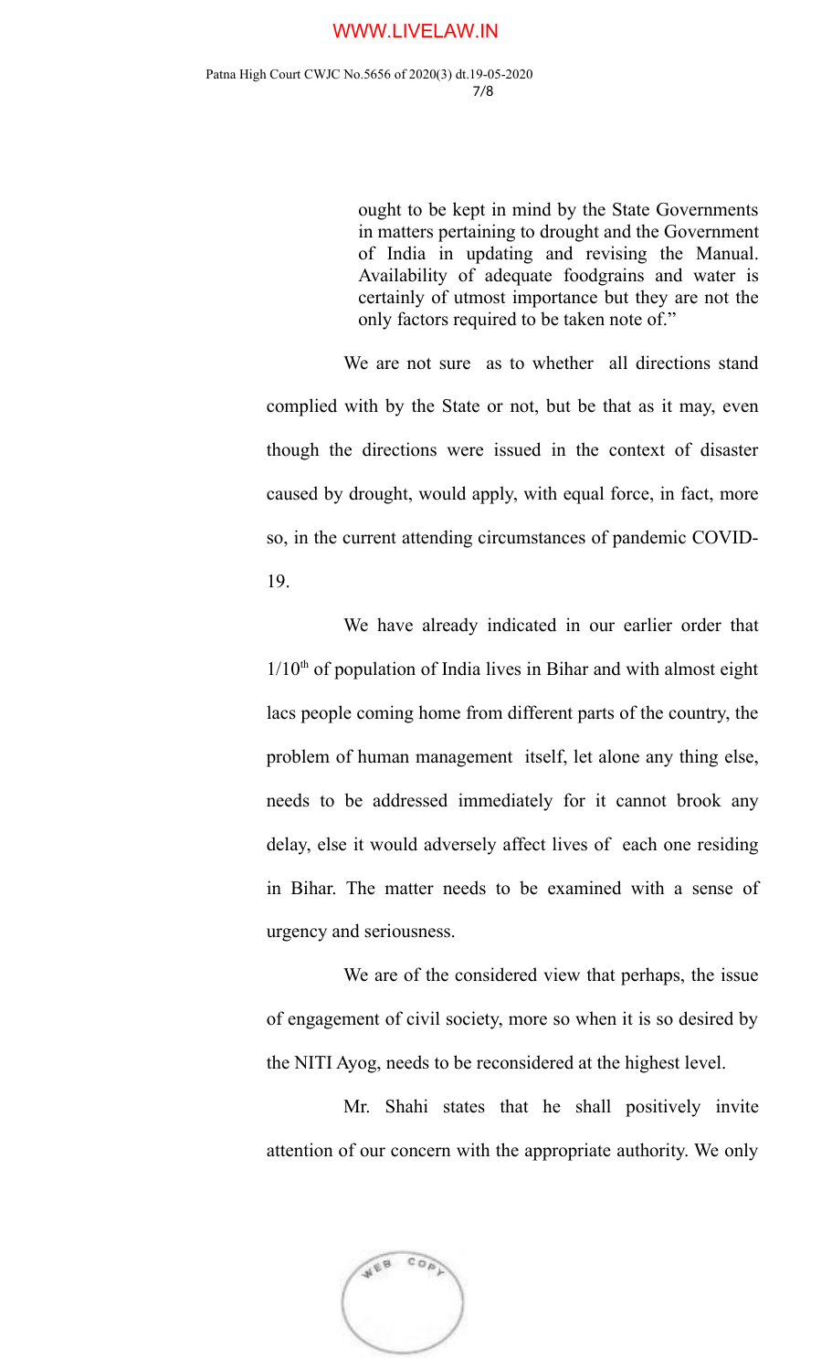> ought to be kept in mind by the State Governments in matters pertaining to drought and the Government of India in updating and revising the Manual. Availability of adequate foodgrains and water is certainly of utmost importance but they are not the only factors required to be taken note of."

We are not sure as to whether all directions stand complied with by the State or not, but be that as it may, even though the directions were issued in the context of disaster caused by drought, would apply, with equal force, in fact, more so, in the current attending circumstances of pandemic COVID-19.

We have already indicated in our earlier order that 1/10th of population of India lives in Bihar and with almost eight lacs people coming home from different parts of the country, the problem of human management itself, let alone any thing else, needs to be addressed immediately for it cannot brook any delay, else it would adversely affect lives of each one residing in Bihar. The matter needs to be examined with a sense of urgency and seriousness.

We are of the considered view that perhaps, the issue of engagement of civil society, more so when it is so desired by the NITI Ayog, needs to be reconsidered at the highest level.

Mr. Shahi states that he shall positively invite attention of our concern with the appropriate authority. We only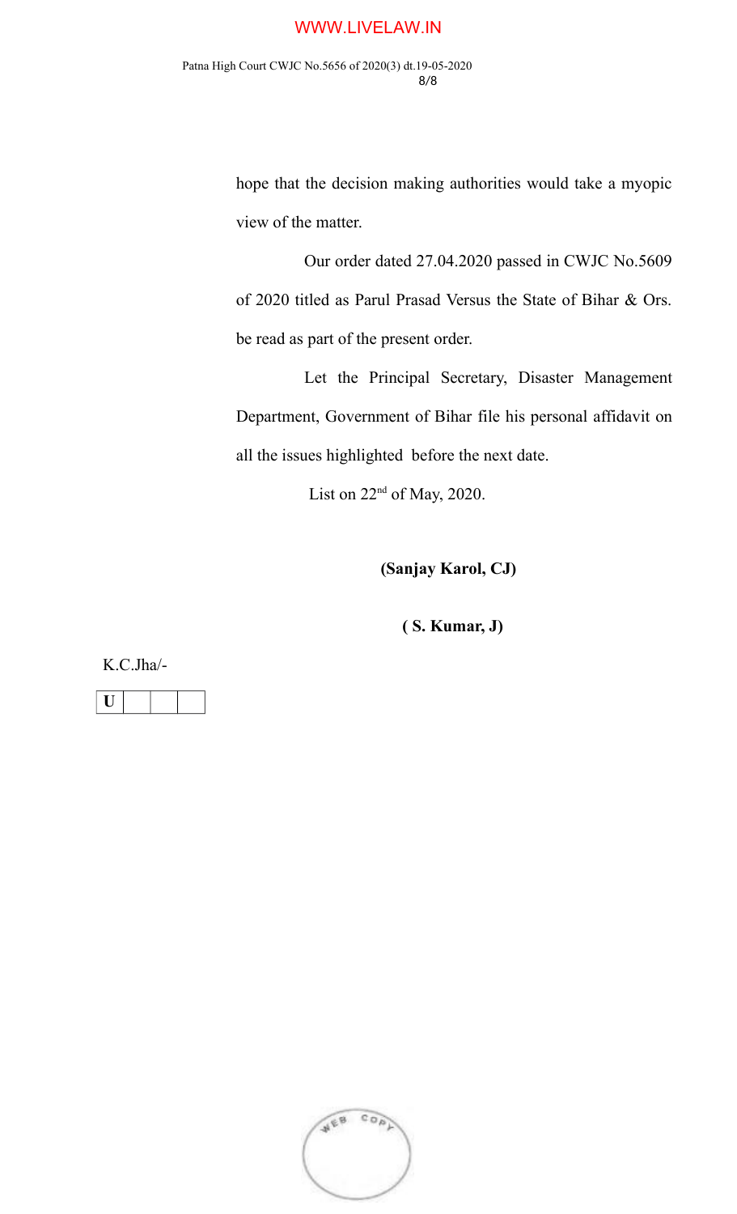hope that the decision making authorities would take a myopic view of the matter.

Our order dated 27.04.2020 passed in CWJC No.5609 of 2020 titled as Parul Prasad Versus the State of Bihar & Ors. be read as part of the present order.

Let the Principal Secretary, Disaster Management Department, Government of Bihar file his personal affidavit on all the issues highlighted before the next date.

List on 22nd of May, 2020.

**(Sanjay Karol, CJ)**

**( S. Kumar, J)**

K.C.Jha/-

| U | | | |
|---|---|---|---|